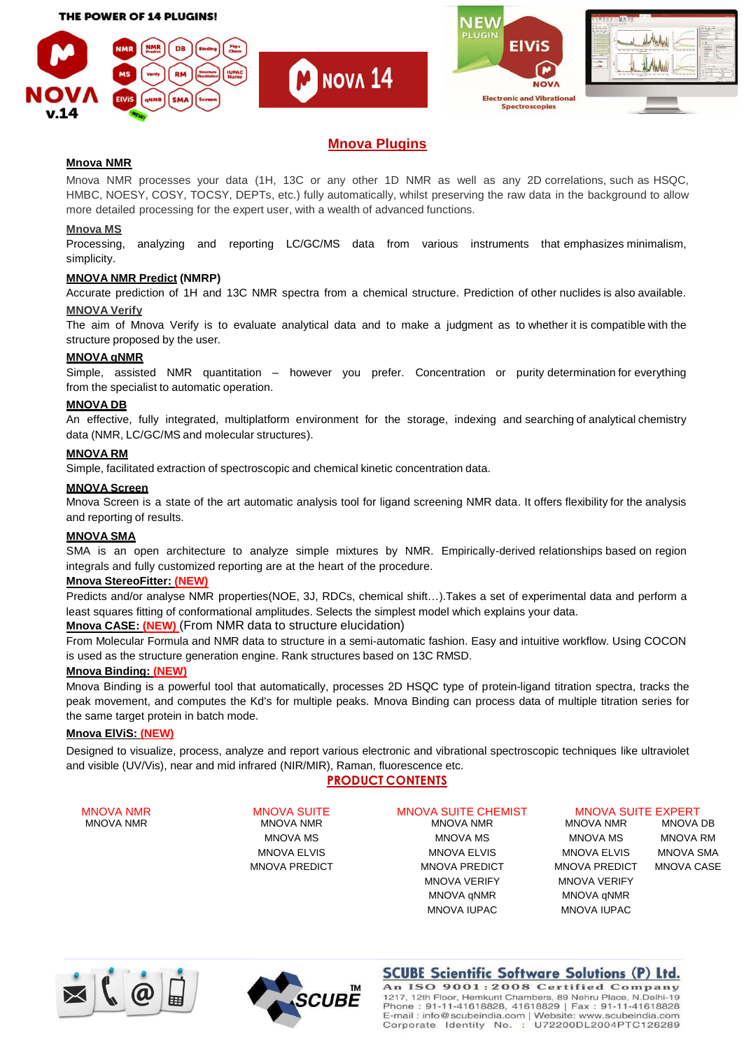THE POWER OF 14 PLUGINS!

## Mnova Plugins

**Mnova NMR**

Mnova NMR processes your data (1H, 13C or any other 1D NMR as well as any 2D correlations, such as HSQC, HMBC, NOESY, COSY, TOCSY, DEPTs, etc.) fully automatically, whilst preserving the raw data in the background to allow more detailed processing for the expert user, with a wealth of advanced functions.

**Mnova MS**

Processing, analyzing and reporting LC/GC/MS data from various instruments that emphasizes minimalism, simplicity.

**MNOVA NMR Predict (NMRP)**

Accurate prediction of 1H and 13C NMR spectra from a chemical structure. Prediction of other nuclides is also available.

**MNOVA Verify**

The aim of Mnova Verify is to evaluate analytical data and to make a judgment as to whether it is compatible with the structure proposed by the user.

**MNOVA qNMR**

Simple, assisted NMR quantitation – however you prefer. Concentration or purity determination for everything from the specialist to automatic operation.

**MNOVA DB**

An effective, fully integrated, multiplatform environment for the storage, indexing and searching of analytical chemistry data (NMR, LC/GC/MS and molecular structures).

**MNOVA RM**

Simple, facilitated extraction of spectroscopic and chemical kinetic concentration data.

**MNOVA Screen**

Mnova Screen is a state of the art automatic analysis tool for ligand screening NMR data. It offers flexibility for the analysis and reporting of results.

**MNOVA SMA**

SMA is an open architecture to analyze simple mixtures by NMR. Empirically-derived relationships based on region integrals and fully customized reporting are at the heart of the procedure.

**Mnova StereoFitter: (NEW)**

Predicts and/or analyse NMR properties(NOE, 3J, RDCs, chemical shift…).Takes a set of experimental data and perform a least squares fitting of conformational amplitudes. Selects the simplest model which explains your data.

**Mnova CASE: (NEW)** (From NMR data to structure elucidation)

From Molecular Formula and NMR data to structure in a semi-automatic fashion. Easy and intuitive workflow. Using COCON is used as the structure generation engine. Rank structures based on 13C RMSD.

**Mnova Binding: (NEW)**

Mnova Binding is a powerful tool that automatically, processes 2D HSQC type of protein-ligand titration spectra, tracks the peak movement, and computes the Kd's for multiple peaks. Mnova Binding can process data of multiple titration series for the same target protein in batch mode.

**Mnova ElViS: (NEW)**

Designed to visualize, process, analyze and report various electronic and vibrational spectroscopic techniques like ultraviolet and visible (UV/Vis), near and mid infrared (NIR/MIR), Raman, fluorescence etc.

## PRODUCT CONTENTS

| MNOVA NMR | MNOVA SUITE | MNOVA SUITE CHEMIST | MNOVA SUITE EXPERT | |
|---|---|---|---|---|
| MNOVA NMR | MNOVA NMR | MNOVA NMR | MNOVA NMR | MNOVA DB |
| | MNOVA MS | MNOVA MS | MNOVA MS | MNOVA RM |
| | MNOVA ELVIS | MNOVA ELVIS | MNOVA ELVIS | MNOVA SMA |
| | MNOVA PREDICT | MNOVA PREDICT | MNOVA PREDICT | MNOVA CASE |
| | | MNOVA VERIFY | MNOVA VERIFY | |
| | | MNOVA qNMR | MNOVA qNMR | |
| | | MNOVA IUPAC | MNOVA IUPAC | |

**SCUBE Scientific Software Solutions (P) Ltd.**
An ISO 9001 : 2008 Certified Company
1217, 12th Floor, Hemkunt Chambers, 89 Nehru Place, N.Delhi-19
Phone : 91-11-41618828, 41618829 | Fax : 91-11-41618828
E-mail : info@scubeindia.com | Website: www.scubeindia.com
Corporate Identity No. : U72200DL2004PTC126289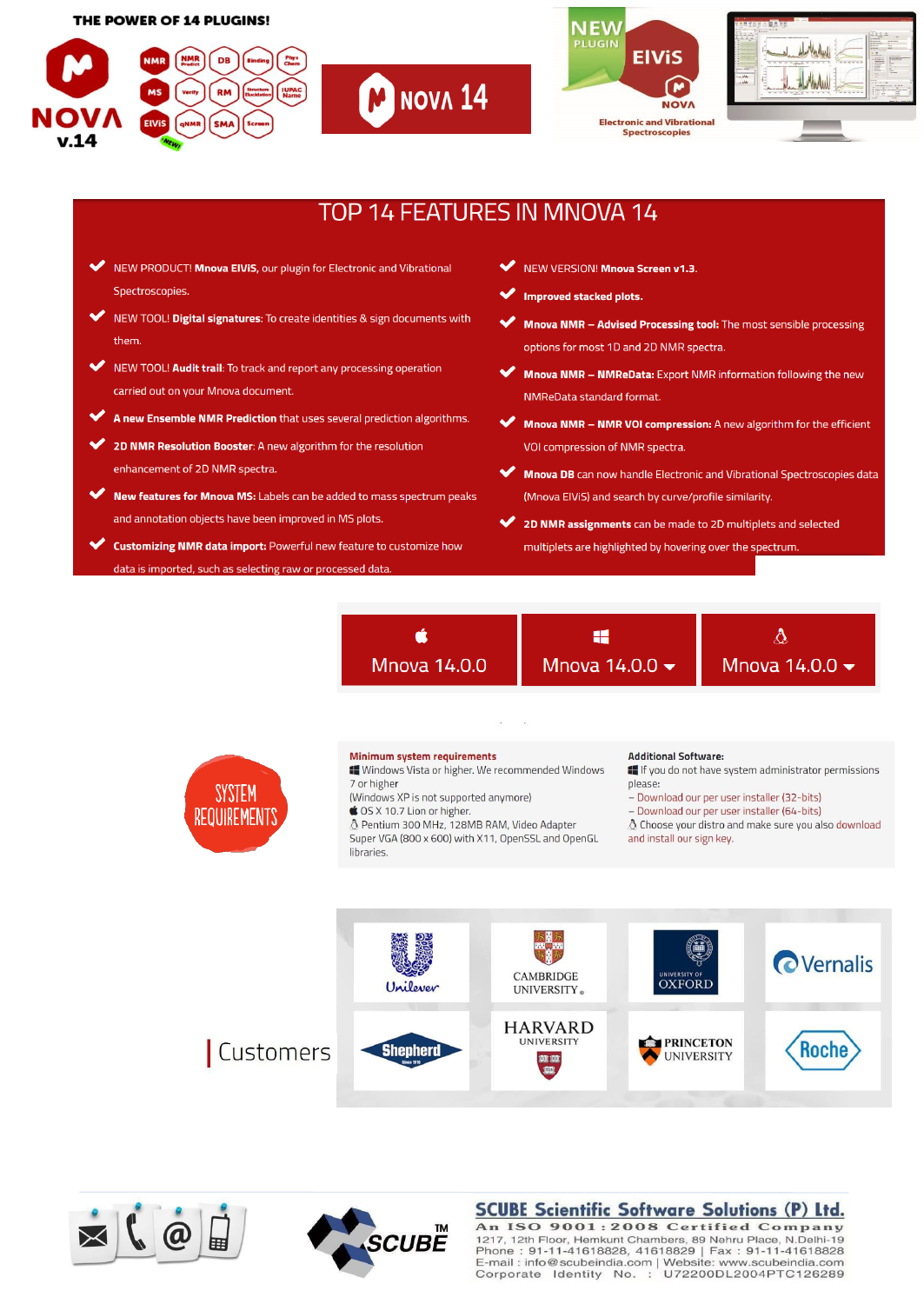THE POWER OF 14 PLUGINS!

NOVA v.14

NMR | NMR Predict | DB | Binding | Phys Chem | MS | Verify | RM | Structure Elucidation | IUPAC Name | ElViS | qNMR | SMA | Screen

NEW!

NOVA 14

NEW PLUGIN ElViS NOVA

Electronic and Vibrational Spectroscopies

# TOP 14 FEATURES IN MNOVA 14

- NEW PRODUCT! **Mnova ElViS**, our plugin for Electronic and Vibrational Spectroscopies.
- NEW TOOL! **Digital signatures**: To create identities & sign documents with them.
- NEW TOOL! **Audit trail**: To track and report any processing operation carried out on your Mnova document.
- **A new Ensemble NMR Prediction** that uses several prediction algorithms.
- **2D NMR Resolution Booster**: A new algorithm for the resolution enhancement of 2D NMR spectra.
- **New features for Mnova MS:** Labels can be added to mass spectrum peaks and annotation objects have been improved in MS plots.
- **Customizing NMR data import:** Powerful new feature to customize how data is imported, such as selecting raw or processed data.
- NEW VERSION! **Mnova Screen v1.3**.
- **Improved stacked plots.**
- **Mnova NMR – Advised Processing tool:** The most sensible processing options for most 1D and 2D NMR spectra.
- **Mnova NMR – NMReData:** Export NMR information following the new NMReData standard format.
- **Mnova NMR – NMR VOI compression:** A new algorithm for the efficient VOI compression of NMR spectra.
- **Mnova DB** can now handle Electronic and Vibrational Spectroscopies data (Mnova ElViS) and search by curve/profile similarity.
- **2D NMR assignments** can be made to 2D multiplets and selected multiplets are highlighted by hovering over the spectrum.

Mnova 14.0.0 | Mnova 14.0.0 | Mnova 14.0.0

SYSTEM REQUIREMENTS

**Minimum system requirements**

Windows Vista or higher. We recommended Windows 7 or higher

(Windows XP is not supported anymore)

OS X 10.7 Lion or higher.

Pentium 300 MHz, 128MB RAM, Video Adapter Super VGA (800 x 600) with X11, OpenSSL and OpenGL libraries.

**Additional Software:**

If you do not have system administrator permissions please:

– Download our per user installer (32-bits)

– Download our per user installer (64-bits)

Choose your distro and make sure you also download and install our sign key.

## Customers

Unilever | Cambridge University | University of Oxford | Vernalis | Shepherd | Harvard University | Princeton University | Roche

SCUBE

**SCUBE Scientific Software Solutions (P) Ltd.**

An ISO 9001:2008 Certified Company

1217, 12th Floor, Hemkunt Chambers, 89 Nehru Place, N.Delhi-19

Phone : 91-11-41618828, 41618829 | Fax : 91-11-41618828

E-mail : info@scubeindia.com | Website: www.scubeindia.com

Corporate Identity No. : U72200DL2004PTC126289